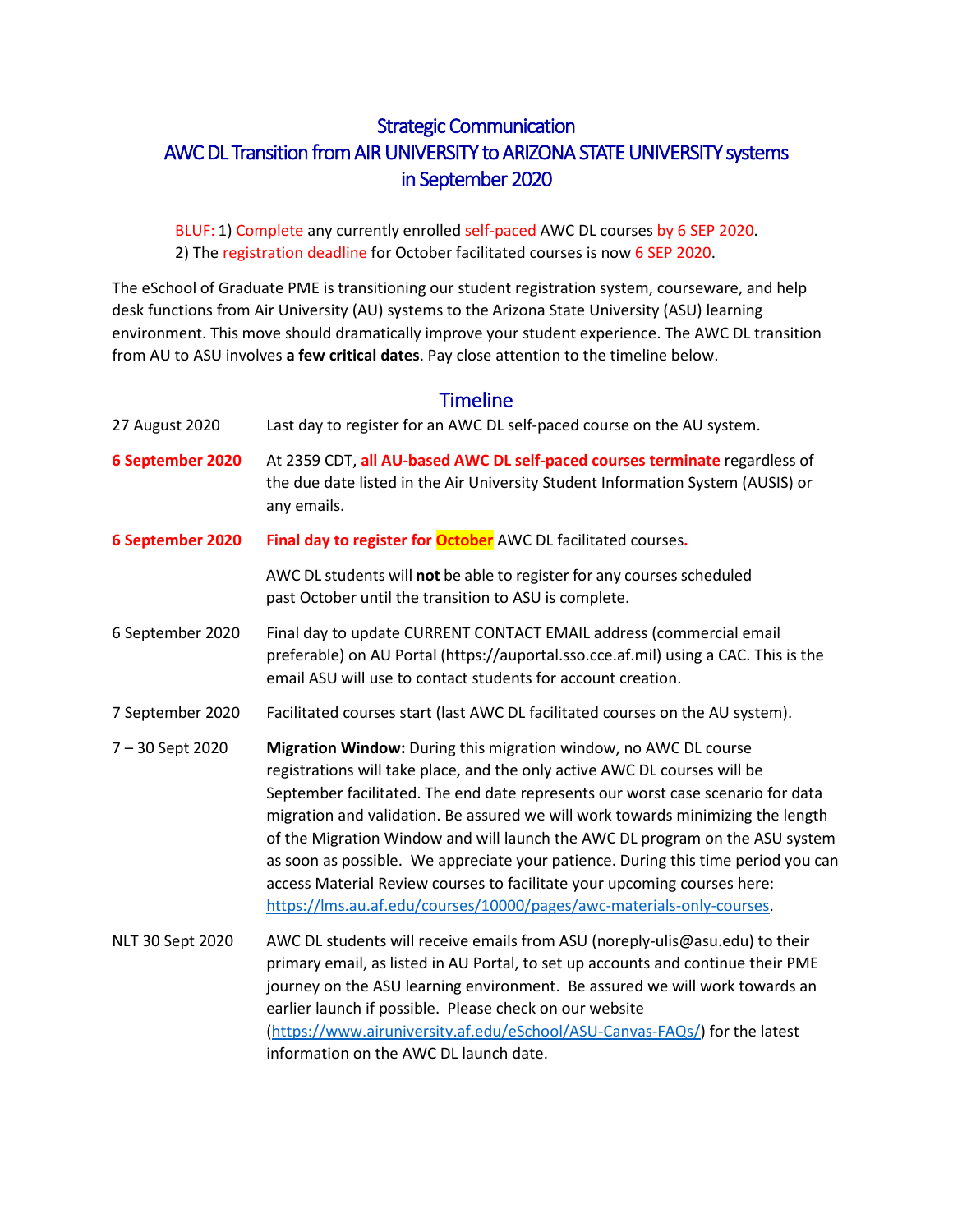# Strategic Communication
# AWC DL Transition from AIR UNIVERSITY to ARIZONA STATE UNIVERSITY systems in September 2020

BLUF: 1) Complete any currently enrolled self-paced AWC DL courses by 6 SEP 2020.
2) The registration deadline for October facilitated courses is now 6 SEP 2020.

The eSchool of Graduate PME is transitioning our student registration system, courseware, and help desk functions from Air University (AU) systems to the Arizona State University (ASU) learning environment. This move should dramatically improve your student experience. The AWC DL transition from AU to ASU involves **a few critical dates**. Pay close attention to the timeline below.

## Timeline

| | |
|---|---|
| 27 August 2020 | Last day to register for an AWC DL self-paced course on the AU system. |
| **6 September 2020** | At 2359 CDT, **all AU-based AWC DL self-paced courses terminate** regardless of the due date listed in the Air University Student Information System (AUSIS) or any emails. |
| **6 September 2020** | **Final day to register for October AWC DL facilitated courses.** <br><br> AWC DL students will **not** be able to register for any courses scheduled past October until the transition to ASU is complete. |
| 6 September 2020 | Final day to update CURRENT CONTACT EMAIL address (commercial email preferable) on AU Portal (https://auportal.sso.cce.af.mil) using a CAC. This is the email ASU will use to contact students for account creation. |
| 7 September 2020 | Facilitated courses start (last AWC DL facilitated courses on the AU system). |
| 7 – 30 Sept 2020 | **Migration Window:** During this migration window, no AWC DL course registrations will take place, and the only active AWC DL courses will be September facilitated. The end date represents our worst case scenario for data migration and validation. Be assured we will work towards minimizing the length of the Migration Window and will launch the AWC DL program on the ASU system as soon as possible. We appreciate your patience. During this time period you can access Material Review courses to facilitate your upcoming courses here: https://lms.au.af.edu/courses/10000/pages/awc-materials-only-courses. |
| NLT 30 Sept 2020 | AWC DL students will receive emails from ASU (noreply-ulis@asu.edu) to their primary email, as listed in AU Portal, to set up accounts and continue their PME journey on the ASU learning environment. Be assured we will work towards an earlier launch if possible. Please check on our website (https://www.airuniversity.af.edu/eSchool/ASU-Canvas-FAQs/) for the latest information on the AWC DL launch date. |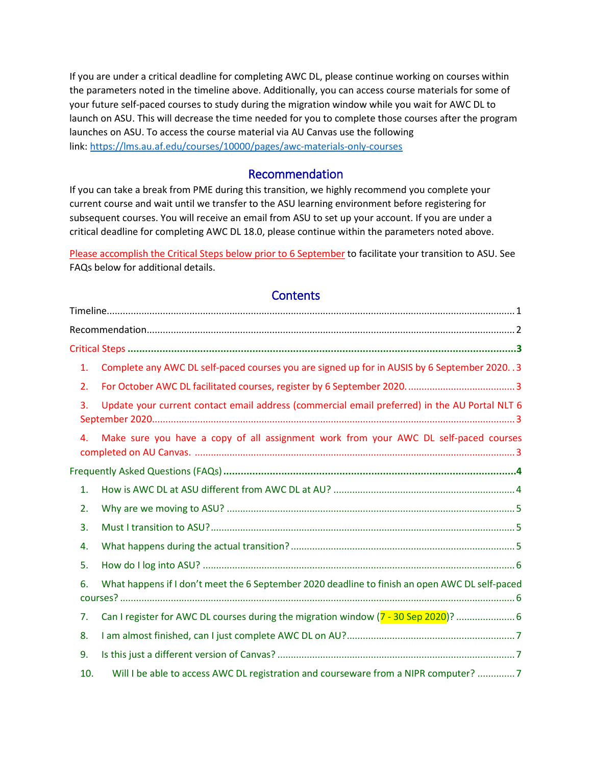If you are under a critical deadline for completing AWC DL, please continue working on courses within the parameters noted in the timeline above. Additionally, you can access course materials for some of your future self-paced courses to study during the migration window while you wait for AWC DL to launch on ASU. This will decrease the time needed for you to complete those courses after the program launches on ASU. To access the course material via AU Canvas use the following link: https://lms.au.af.edu/courses/10000/pages/awc-materials-only-courses

## Recommendation

If you can take a break from PME during this transition, we highly recommend you complete your current course and wait until we transfer to the ASU learning environment before registering for subsequent courses. You will receive an email from ASU to set up your account. If you are under a critical deadline for completing AWC DL 18.0, please continue within the parameters noted above.

Please accomplish the Critical Steps below prior to 6 September to facilitate your transition to ASU. See FAQs below for additional details.

## Contents

Timeline.......................................................................................................................................... 1

Recommendation.............................................................................................................................. 2

**Critical Steps** ................................................................................................................................ **3**

1. Complete any AWC DL self-paced courses you are signed up for in AUSIS by 6 September 2020. . 3
2. For October AWC DL facilitated courses, register by 6 September 2020. ....................................... 3
3. Update your current contact email address (commercial email preferred) in the AU Portal NLT 6 September 2020........................................................................................................................... 3
4. Make sure you have a copy of all assignment work from your AWC DL self-paced courses completed on AU Canvas. .............................................................................................................. 3

**Frequently Asked Questions (FAQs)** ................................................................................................ **4**

1. How is AWC DL at ASU different from AWC DL at AU? ................................................................ 4
2. Why are we moving to ASU? ......................................................................................................... 5
3. Must I transition to ASU? .............................................................................................................. 5
4. What happens during the actual transition? ................................................................................ 5
5. How do I log into ASU? ................................................................................................................. 6
6. What happens if I don't meet the 6 September 2020 deadline to finish an open AWC DL self-paced courses? ........................................................................................................................................ 6
7. Can I register for AWC DL courses during the migration window (7 - 30 Sep 2020)? ..................... 6
8. I am almost finished, can I just complete AWC DL on AU? ........................................................... 7
9. Is this just a different version of Canvas? ...................................................................................... 7
10. Will I be able to access AWC DL registration and courseware from a NIPR computer? .............. 7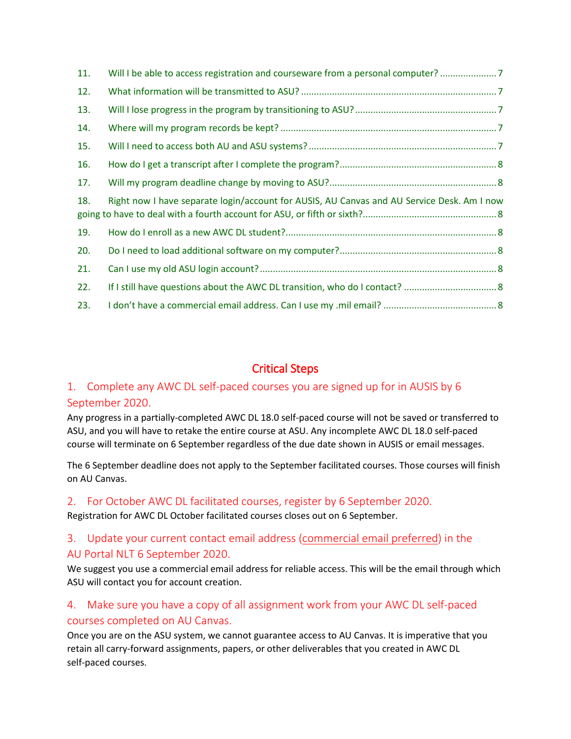11. Will I be able to access registration and courseware from a personal computer? ...................... 7
12. What information will be transmitted to ASU? ........................................................................... 7
13. Will I lose progress in the program by transitioning to ASU? ...................................................... 7
14. Where will my program records be kept? ................................................................................... 7
15. Will I need to access both AU and ASU systems? ........................................................................ 7
16. How do I get a transcript after I complete the program? ............................................................ 8
17. Will my program deadline change by moving to ASU? ................................................................ 8
18. Right now I have separate login/account for AUSIS, AU Canvas and AU Service Desk. Am I now going to have to deal with a fourth account for ASU, or fifth or sixth? ................................................... 8
19. How do I enroll as a new AWC DL student? ................................................................................. 8
20. Do I need to load additional software on my computer? ............................................................ 8
21. Can I use my old ASU login account? ........................................................................................... 8
22. If I still have questions about the AWC DL transition, who do I contact? .................................... 8
23. I don't have a commercial email address. Can I use my .mil email? ............................................ 8

# Critical Steps

## 1. Complete any AWC DL self-paced courses you are signed up for in AUSIS by 6 September 2020.

Any progress in a partially-completed AWC DL 18.0 self-paced course will not be saved or transferred to ASU, and you will have to retake the entire course at ASU. Any incomplete AWC DL 18.0 self-paced course will terminate on 6 September regardless of the due date shown in AUSIS or email messages.

The 6 September deadline does not apply to the September facilitated courses. Those courses will finish on AU Canvas.

## 2. For October AWC DL facilitated courses, register by 6 September 2020.

Registration for AWC DL October facilitated courses closes out on 6 September.

## 3. Update your current contact email address (commercial email preferred) in the AU Portal NLT 6 September 2020.

We suggest you use a commercial email address for reliable access. This will be the email through which ASU will contact you for account creation.

## 4. Make sure you have a copy of all assignment work from your AWC DL self-paced courses completed on AU Canvas.

Once you are on the ASU system, we cannot guarantee access to AU Canvas. It is imperative that you retain all carry-forward assignments, papers, or other deliverables that you created in AWC DL self-paced courses.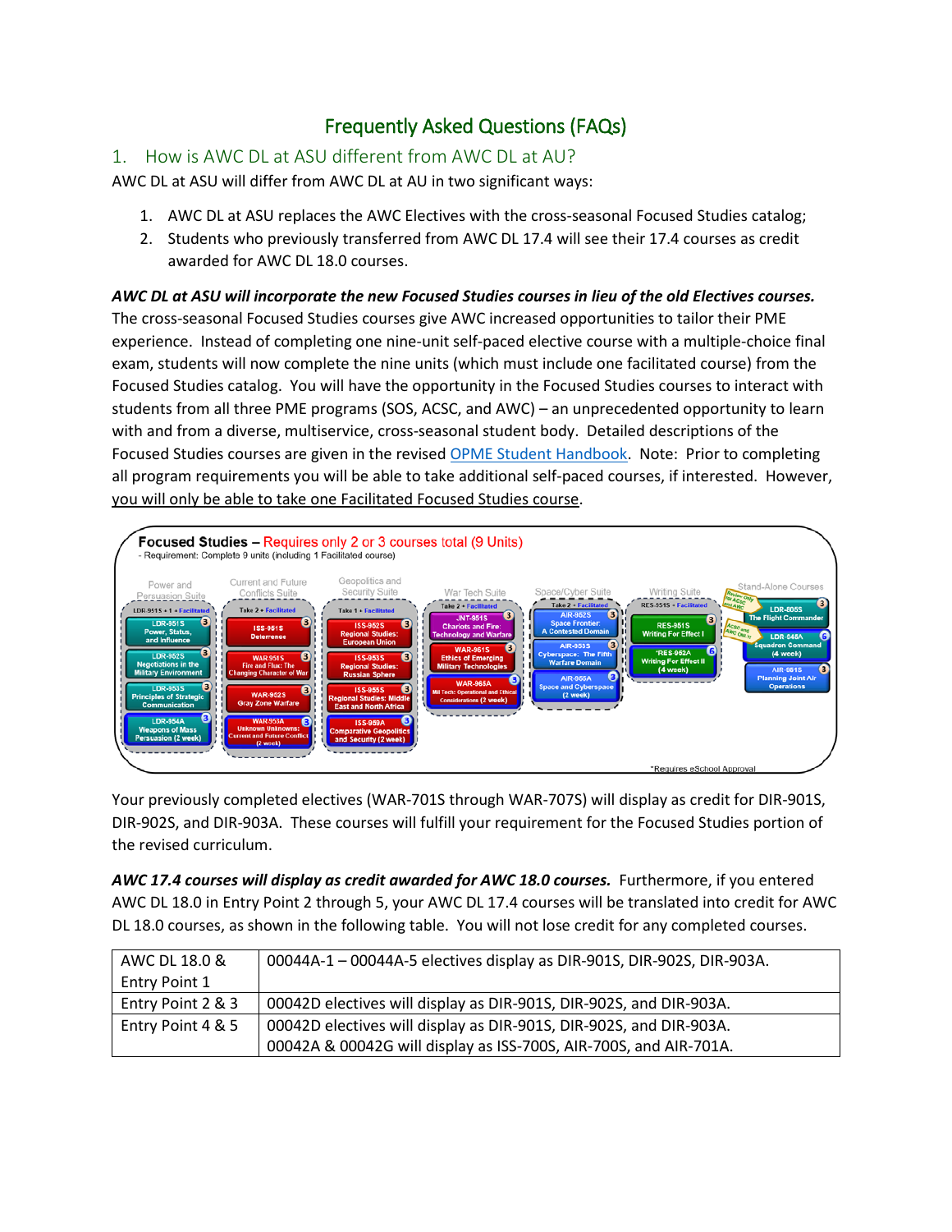# Frequently Asked Questions (FAQs)

## 1. How is AWC DL at ASU different from AWC DL at AU?

AWC DL at ASU will differ from AWC DL at AU in two significant ways:

1. AWC DL at ASU replaces the AWC Electives with the cross-seasonal Focused Studies catalog;
2. Students who previously transferred from AWC DL 17.4 will see their 17.4 courses as credit awarded for AWC DL 18.0 courses.

***AWC DL at ASU will incorporate the new Focused Studies courses in lieu of the old Electives courses.*** The cross-seasonal Focused Studies courses give AWC increased opportunities to tailor their PME experience. Instead of completing one nine-unit self-paced elective course with a multiple-choice final exam, students will now complete the nine units (which must include one facilitated course) from the Focused Studies catalog. You will have the opportunity in the Focused Studies courses to interact with students from all three PME programs (SOS, ACSC, and AWC) – an unprecedented opportunity to learn with and from a diverse, multiservice, cross-seasonal student body. Detailed descriptions of the Focused Studies courses are given in the revised [OPME Student Handbook](OPME Student Handbook). Note: Prior to completing all program requirements you will be able to take additional self-paced courses, if interested. However, you will only be able to take one Facilitated Focused Studies course.

**Focused Studies – Requires only 2 or 3 courses total (9 Units)**
- Requirement: Complete 9 units (including 1 Facilitated course)

- **Power and Persuasion Suite** (LDR-951S + 1 • Facilitated)
  - LDR-951S Power, Status, and Influence (3)
  - LDR-952S Negotiations in the Military Environment (3)
  - LDR-953S Principles of Strategic Communication (3)
  - LDR-954A Weapons of Mass Persuasion (2 week) (3)
- **Current and Future Conflicts Suite** (Take 2 • Facilitated)
  - ISS-951S Deterrence (3)
  - WAR-951S Fire and Flux: The Changing Character of War (3)
  - WAR-952S Gray Zone Warfare (3)
  - WAR-953A Unknown Unknowns: Current and Future Conflict (2 week) (3)
- **Geopolitics and Security Suite** (Take 1 • Facilitated)
  - ISS-952S Regional Studies: European Union (3)
  - ISS-953S Regional Studies: Russian Sphere (3)
  - ISS-955S Regional Studies: Middle East and North Africa (3)
  - ISS-959A Comparative Geopolitics and Security (2 week) (3)
- **War Tech Suite** (Take 2 • Facilitated)
  - JNT-951S Chariots and Fire: Technology and Warfare (3)
  - WAR-961S Ethics of Emerging Military Technologies (3)
  - WAR-965A Mil Tech: Operational and Ethical Considerations (2 week) (3)
- **Space/Cyber Suite** (Take 2 • Facilitated)
  - AIR-952S Space Frontier: A Contested Domain (3)
  - AIR-953S Cyberspace: The Fifth Warfare Domain (3)
  - AIR-955A Space and Cyberspace (2 week) (3)
- **Writing Suite** (RES-951S • Facilitated)
  - RES-951S Writing For Effect I (3)
  - *RES-952A Writing For Effect II (4 week) (6)
- **Stand-Alone Courses**
  - LDR-805S The Flight Commander (3) (Review Only for ACSC and AWC)
  - LDR-848A Squadron Command (4 week) (6) (ACSC and AWC Only)
  - AIR-851S Planning Joint Air Operations (3)

*Requires eSchool Approval

Your previously completed electives (WAR-701S through WAR-707S) will display as credit for DIR-901S, DIR-902S, and DIR-903A. These courses will fulfill your requirement for the Focused Studies portion of the revised curriculum.

***AWC 17.4 courses will display as credit awarded for AWC 18.0 courses.*** Furthermore, if you entered AWC DL 18.0 in Entry Point 2 through 5, your AWC DL 17.4 courses will be translated into credit for AWC DL 18.0 courses, as shown in the following table. You will not lose credit for any completed courses.

| | |
|---|---|
| AWC DL 18.0 & Entry Point 1 | 00044A-1 – 00044A-5 electives display as DIR-901S, DIR-902S, DIR-903A. |
| Entry Point 2 & 3 | 00042D electives will display as DIR-901S, DIR-902S, and DIR-903A. |
| Entry Point 4 & 5 | 00042D electives will display as DIR-901S, DIR-902S, and DIR-903A.<br>00042A & 00042G will display as ISS-700S, AIR-700S, and AIR-701A. |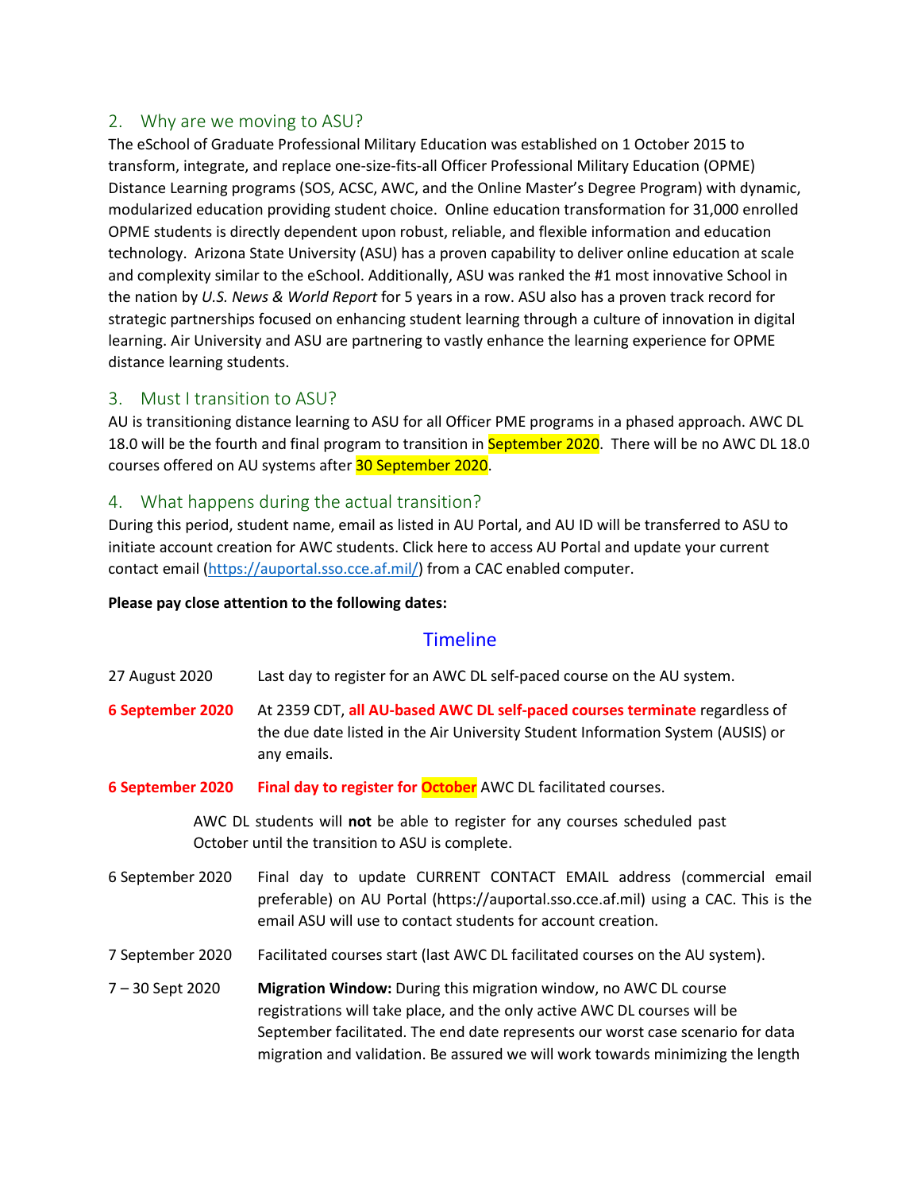## 2. Why are we moving to ASU?

The eSchool of Graduate Professional Military Education was established on 1 October 2015 to transform, integrate, and replace one-size-fits-all Officer Professional Military Education (OPME) Distance Learning programs (SOS, ACSC, AWC, and the Online Master's Degree Program) with dynamic, modularized education providing student choice. Online education transformation for 31,000 enrolled OPME students is directly dependent upon robust, reliable, and flexible information and education technology. Arizona State University (ASU) has a proven capability to deliver online education at scale and complexity similar to the eSchool. Additionally, ASU was ranked the #1 most innovative School in the nation by *U.S. News & World Report* for 5 years in a row. ASU also has a proven track record for strategic partnerships focused on enhancing student learning through a culture of innovation in digital learning. Air University and ASU are partnering to vastly enhance the learning experience for OPME distance learning students.

## 3. Must I transition to ASU?

AU is transitioning distance learning to ASU for all Officer PME programs in a phased approach. AWC DL 18.0 will be the fourth and final program to transition in September 2020. There will be no AWC DL 18.0 courses offered on AU systems after 30 September 2020.

## 4. What happens during the actual transition?

During this period, student name, email as listed in AU Portal, and AU ID will be transferred to ASU to initiate account creation for AWC students. Click here to access AU Portal and update your current contact email (https://auportal.sso.cce.af.mil/) from a CAC enabled computer.

**Please pay close attention to the following dates:**

### Timeline

27 August 2020 — Last day to register for an AWC DL self-paced course on the AU system.

**6 September 2020** — At 2359 CDT, **all AU-based AWC DL self-paced courses terminate** regardless of the due date listed in the Air University Student Information System (AUSIS) or any emails.

**6 September 2020** — **Final day to register for October** AWC DL facilitated courses.

AWC DL students will **not** be able to register for any courses scheduled past October until the transition to ASU is complete.

6 September 2020 — Final day to update CURRENT CONTACT EMAIL address (commercial email preferable) on AU Portal (https://auportal.sso.cce.af.mil) using a CAC. This is the email ASU will use to contact students for account creation.

7 September 2020 — Facilitated courses start (last AWC DL facilitated courses on the AU system).

7 – 30 Sept 2020 — **Migration Window:** During this migration window, no AWC DL course registrations will take place, and the only active AWC DL courses will be September facilitated. The end date represents our worst case scenario for data migration and validation. Be assured we will work towards minimizing the length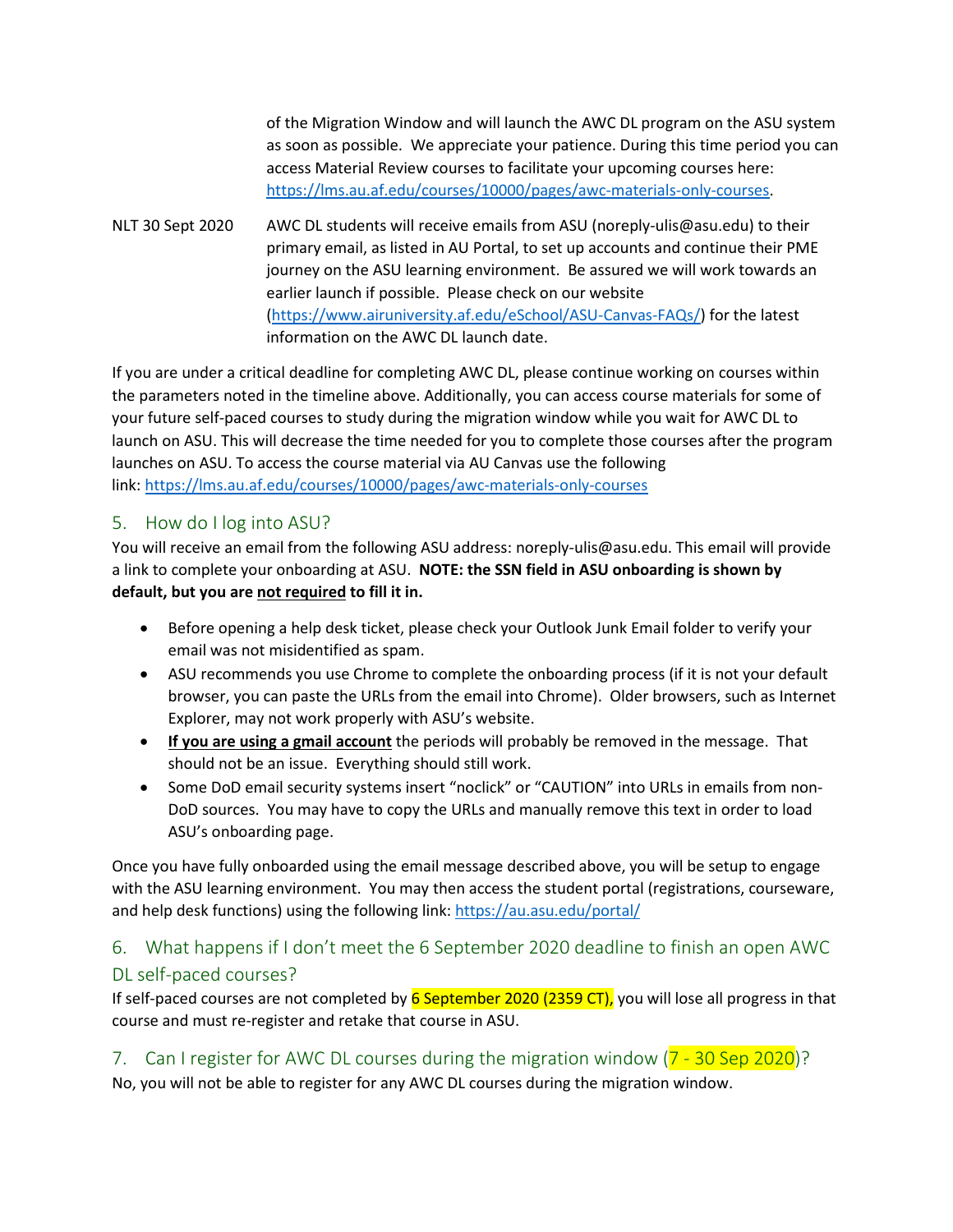| | |
|---|---|
| | of the Migration Window and will launch the AWC DL program on the ASU system as soon as possible. We appreciate your patience. During this time period you can access Material Review courses to facilitate your upcoming courses here: https://lms.au.af.edu/courses/10000/pages/awc-materials-only-courses. |
| NLT 30 Sept 2020 | AWC DL students will receive emails from ASU (noreply-ulis@asu.edu) to their primary email, as listed in AU Portal, to set up accounts and continue their PME journey on the ASU learning environment. Be assured we will work towards an earlier launch if possible. Please check on our website (https://www.airuniversity.af.edu/eSchool/ASU-Canvas-FAQs/) for the latest information on the AWC DL launch date. |

If you are under a critical deadline for completing AWC DL, please continue working on courses within the parameters noted in the timeline above. Additionally, you can access course materials for some of your future self-paced courses to study during the migration window while you wait for AWC DL to launch on ASU. This will decrease the time needed for you to complete those courses after the program launches on ASU. To access the course material via AU Canvas use the following link: https://lms.au.af.edu/courses/10000/pages/awc-materials-only-courses

## 5. How do I log into ASU?

You will receive an email from the following ASU address: noreply-ulis@asu.edu. This email will provide a link to complete your onboarding at ASU. **NOTE: the SSN field in ASU onboarding is shown by default, but you are not required to fill it in.**

- Before opening a help desk ticket, please check your Outlook Junk Email folder to verify your email was not misidentified as spam.
- ASU recommends you use Chrome to complete the onboarding process (if it is not your default browser, you can paste the URLs from the email into Chrome). Older browsers, such as Internet Explorer, may not work properly with ASU's website.
- **If you are using a gmail account** the periods will probably be removed in the message. That should not be an issue. Everything should still work.
- Some DoD email security systems insert "noclick" or "CAUTION" into URLs in emails from non-DoD sources. You may have to copy the URLs and manually remove this text in order to load ASU's onboarding page.

Once you have fully onboarded using the email message described above, you will be setup to engage with the ASU learning environment. You may then access the student portal (registrations, courseware, and help desk functions) using the following link: https://au.asu.edu/portal/

## 6. What happens if I don't meet the 6 September 2020 deadline to finish an open AWC DL self-paced courses?

If self-paced courses are not completed by 6 September 2020 (2359 CT), you will lose all progress in that course and must re-register and retake that course in ASU.

## 7. Can I register for AWC DL courses during the migration window (7 - 30 Sep 2020)?

No, you will not be able to register for any AWC DL courses during the migration window.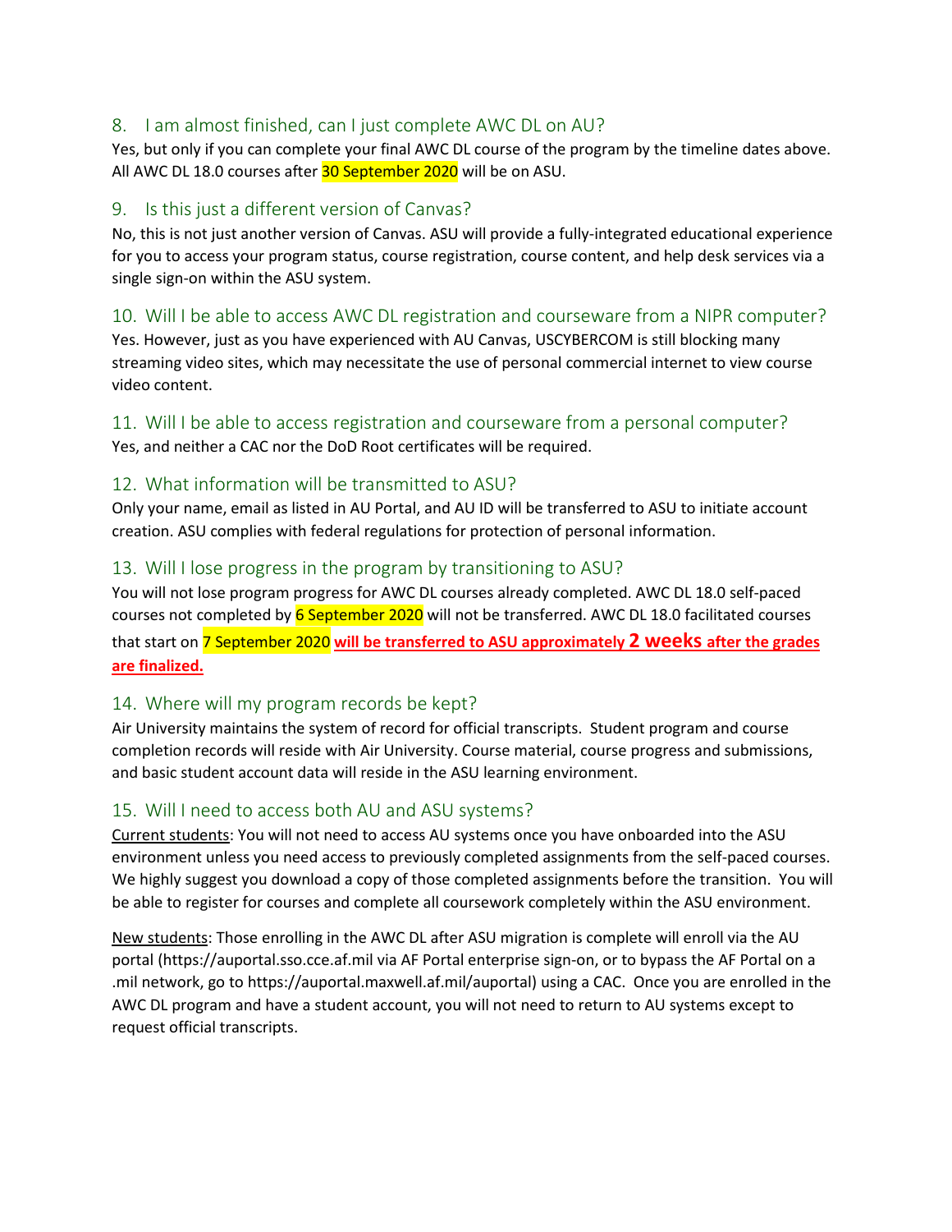### 8. I am almost finished, can I just complete AWC DL on AU?

Yes, but only if you can complete your final AWC DL course of the program by the timeline dates above. All AWC DL 18.0 courses after 30 September 2020 will be on ASU.

### 9. Is this just a different version of Canvas?

No, this is not just another version of Canvas. ASU will provide a fully-integrated educational experience for you to access your program status, course registration, course content, and help desk services via a single sign-on within the ASU system.

### 10. Will I be able to access AWC DL registration and courseware from a NIPR computer?

Yes. However, just as you have experienced with AU Canvas, USCYBERCOM is still blocking many streaming video sites, which may necessitate the use of personal commercial internet to view course video content.

### 11. Will I be able to access registration and courseware from a personal computer?

Yes, and neither a CAC nor the DoD Root certificates will be required.

### 12. What information will be transmitted to ASU?

Only your name, email as listed in AU Portal, and AU ID will be transferred to ASU to initiate account creation. ASU complies with federal regulations for protection of personal information.

### 13. Will I lose progress in the program by transitioning to ASU?

You will not lose program progress for AWC DL courses already completed. AWC DL 18.0 self-paced courses not completed by 6 September 2020 will not be transferred. AWC DL 18.0 facilitated courses that start on 7 September 2020 **will be transferred to ASU approximately 2 weeks after the grades are finalized.**

### 14. Where will my program records be kept?

Air University maintains the system of record for official transcripts. Student program and course completion records will reside with Air University. Course material, course progress and submissions, and basic student account data will reside in the ASU learning environment.

### 15. Will I need to access both AU and ASU systems?

Current students: You will not need to access AU systems once you have onboarded into the ASU environment unless you need access to previously completed assignments from the self-paced courses. We highly suggest you download a copy of those completed assignments before the transition. You will be able to register for courses and complete all coursework completely within the ASU environment.

New students: Those enrolling in the AWC DL after ASU migration is complete will enroll via the AU portal (https://auportal.sso.cce.af.mil via AF Portal enterprise sign-on, or to bypass the AF Portal on a .mil network, go to https://auportal.maxwell.af.mil/auportal) using a CAC. Once you are enrolled in the AWC DL program and have a student account, you will not need to return to AU systems except to request official transcripts.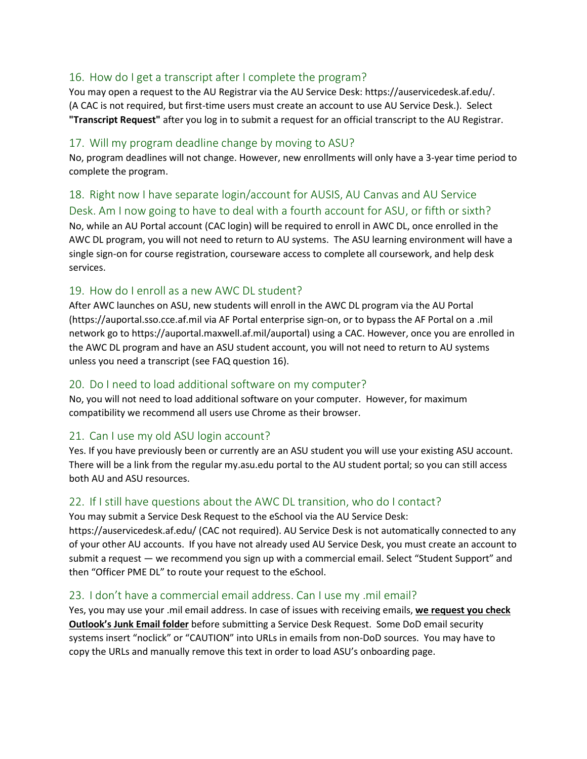## 16. How do I get a transcript after I complete the program?

You may open a request to the AU Registrar via the AU Service Desk: https://auservicedesk.af.edu/. (A CAC is not required, but first-time users must create an account to use AU Service Desk.). Select **"Transcript Request"** after you log in to submit a request for an official transcript to the AU Registrar.

## 17. Will my program deadline change by moving to ASU?

No, program deadlines will not change. However, new enrollments will only have a 3-year time period to complete the program.

## 18. Right now I have separate login/account for AUSIS, AU Canvas and AU Service Desk. Am I now going to have to deal with a fourth account for ASU, or fifth or sixth?

No, while an AU Portal account (CAC login) will be required to enroll in AWC DL, once enrolled in the AWC DL program, you will not need to return to AU systems. The ASU learning environment will have a single sign-on for course registration, courseware access to complete all coursework, and help desk services.

## 19. How do I enroll as a new AWC DL student?

After AWC launches on ASU, new students will enroll in the AWC DL program via the AU Portal (https://auportal.sso.cce.af.mil via AF Portal enterprise sign-on, or to bypass the AF Portal on a .mil network go to https://auportal.maxwell.af.mil/auportal) using a CAC. However, once you are enrolled in the AWC DL program and have an ASU student account, you will not need to return to AU systems unless you need a transcript (see FAQ question 16).

## 20. Do I need to load additional software on my computer?

No, you will not need to load additional software on your computer. However, for maximum compatibility we recommend all users use Chrome as their browser.

## 21. Can I use my old ASU login account?

Yes. If you have previously been or currently are an ASU student you will use your existing ASU account. There will be a link from the regular my.asu.edu portal to the AU student portal; so you can still access both AU and ASU resources.

## 22. If I still have questions about the AWC DL transition, who do I contact?

You may submit a Service Desk Request to the eSchool via the AU Service Desk: https://auservicedesk.af.edu/ (CAC not required). AU Service Desk is not automatically connected to any of your other AU accounts. If you have not already used AU Service Desk, you must create an account to submit a request — we recommend you sign up with a commercial email. Select "Student Support" and then "Officer PME DL" to route your request to the eSchool.

## 23. I don't have a commercial email address. Can I use my .mil email?

Yes, you may use your .mil email address. In case of issues with receiving emails, **we request you check Outlook's Junk Email folder** before submitting a Service Desk Request. Some DoD email security systems insert "noclick" or "CAUTION" into URLs in emails from non-DoD sources. You may have to copy the URLs and manually remove this text in order to load ASU's onboarding page.